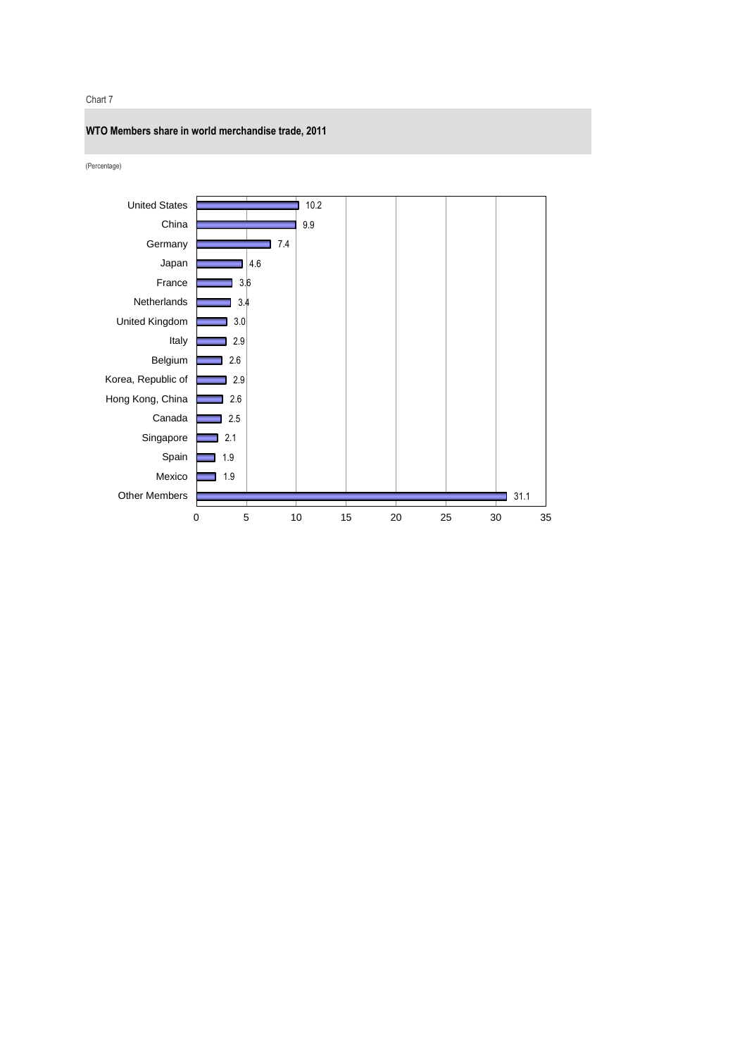Chart 7

**WTO Members share in world merchandise trade, 2011**

(Percentage)

| Member | Share |
| --- | --- |
| United States | 10.2 |
| China | 9.9 |
| Germany | 7.4 |
| Japan | 4.6 |
| France | 3.6 |
| Netherlands | 3.4 |
| United Kingdom | 3.0 |
| Italy | 2.9 |
| Belgium | 2.6 |
| Korea, Republic of | 2.9 |
| Hong Kong, China | 2.6 |
| Canada | 2.5 |
| Singapore | 2.1 |
| Spain | 1.9 |
| Mexico | 1.9 |
| Other Members | 31.1 |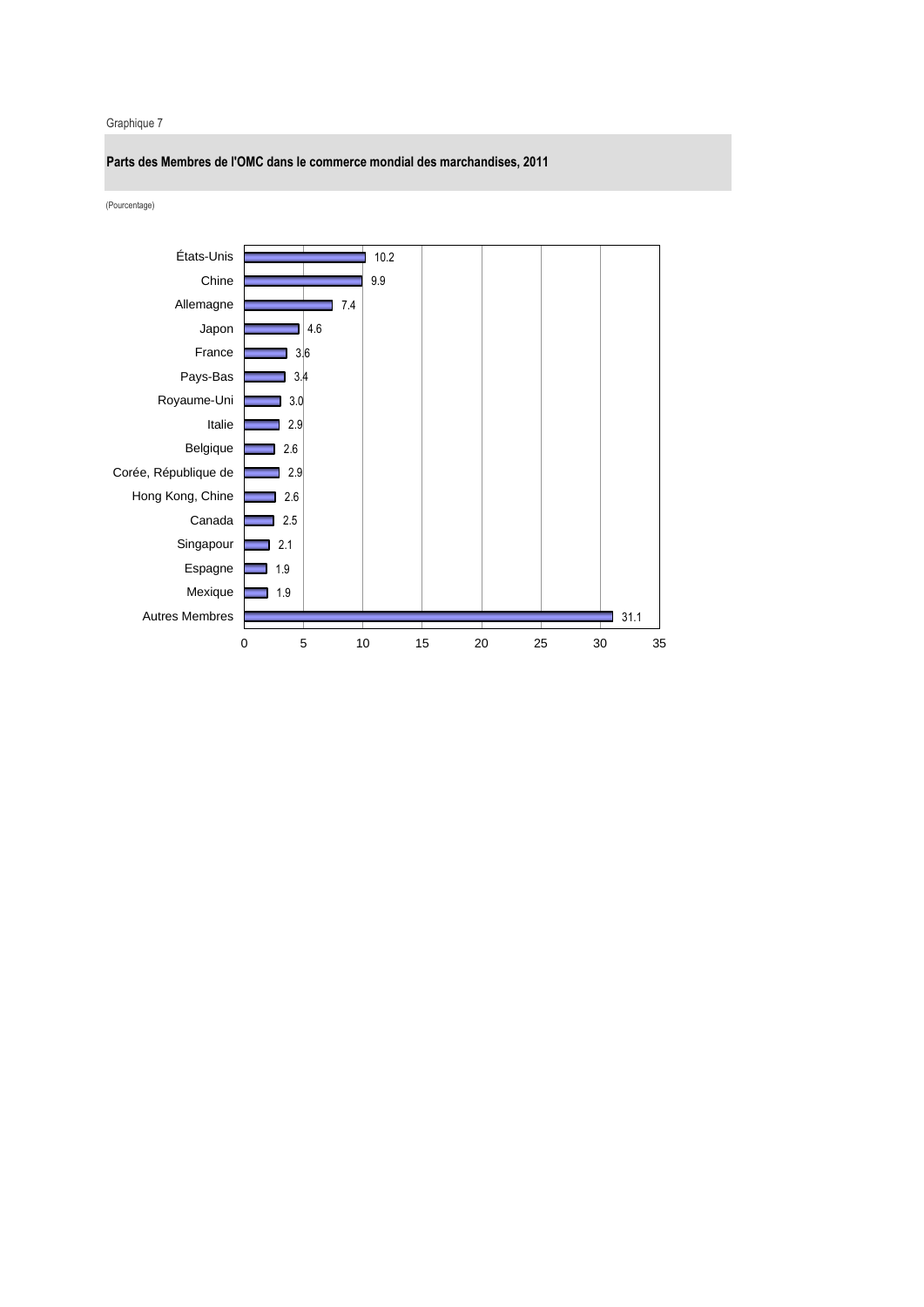Graphique 7

**Parts des Membres de l'OMC dans le commerce mondial des marchandises, 2011**

(Pourcentage)

| Membre | Part |
| --- | --- |
| États-Unis | 10.2 |
| Chine | 9.9 |
| Allemagne | 7.4 |
| Japon | 4.6 |
| France | 3.6 |
| Pays-Bas | 3.4 |
| Royaume-Uni | 3.0 |
| Italie | 2.9 |
| Belgique | 2.6 |
| Corée, République de | 2.9 |
| Hong Kong, Chine | 2.6 |
| Canada | 2.5 |
| Singapour | 2.1 |
| Espagne | 1.9 |
| Mexique | 1.9 |
| Autres Membres | 31.1 |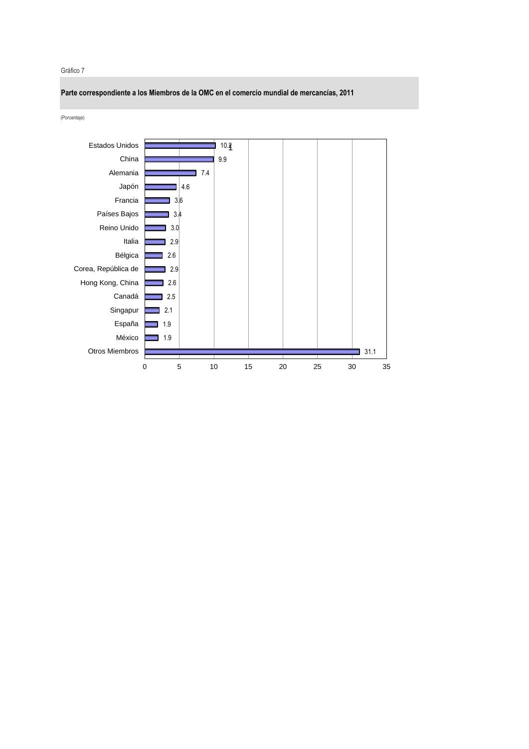Gráfico 7

**Parte correspondiente a los Miembros de la OMC en el comercio mundial de mercancías, 2011**

(Porcentaje)

| Miembro | Porcentaje |
| --- | --- |
| Estados Unidos | 10.1 |
| China | 9.9 |
| Alemania | 7.4 |
| Japón | 4.6 |
| Francia | 3.6 |
| Países Bajos | 3.4 |
| Reino Unido | 3.0 |
| Italia | 2.9 |
| Bélgica | 2.6 |
| Corea, República de | 2.9 |
| Hong Kong, China | 2.6 |
| Canadá | 2.5 |
| Singapur | 2.1 |
| España | 1.9 |
| México | 1.9 |
| Otros Miembros | 31.1 |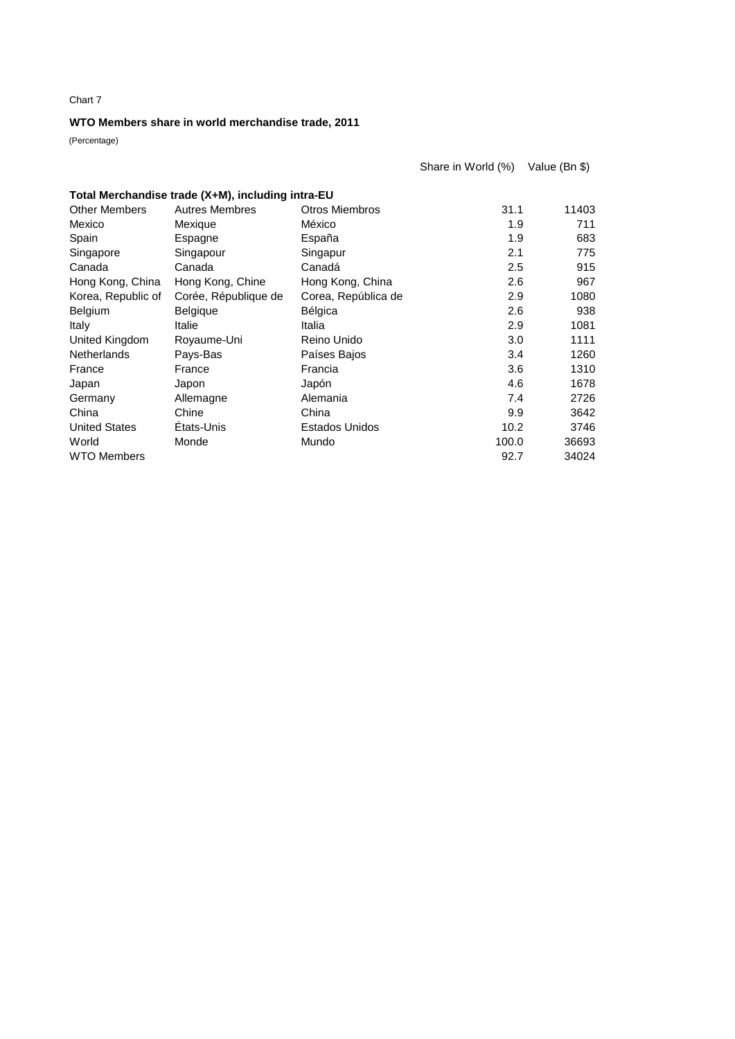Chart 7

**WTO Members share in world merchandise trade, 2011**

(Percentage)

| | | | Share in World (%) | Value (Bn $) |
|---|---|---|---|---|
| **Total Merchandise trade (X+M), including intra-EU** | | | | |
| Other Members | Autres Membres | Otros Miembros | 31.1 | 11403 |
| Mexico | Mexique | México | 1.9 | 711 |
| Spain | Espagne | España | 1.9 | 683 |
| Singapore | Singapour | Singapur | 2.1 | 775 |
| Canada | Canada | Canadá | 2.5 | 915 |
| Hong Kong, China | Hong Kong, Chine | Hong Kong, China | 2.6 | 967 |
| Korea, Republic of | Corée, République de | Corea, República de | 2.9 | 1080 |
| Belgium | Belgique | Bélgica | 2.6 | 938 |
| Italy | Italie | Italia | 2.9 | 1081 |
| United Kingdom | Royaume-Uni | Reino Unido | 3.0 | 1111 |
| Netherlands | Pays-Bas | Países Bajos | 3.4 | 1260 |
| France | France | Francia | 3.6 | 1310 |
| Japan | Japon | Japón | 4.6 | 1678 |
| Germany | Allemagne | Alemania | 7.4 | 2726 |
| China | Chine | China | 9.9 | 3642 |
| United States | États-Unis | Estados Unidos | 10.2 | 3746 |
| World | Monde | Mundo | 100.0 | 36693 |
| WTO Members | | | 92.7 | 34024 |